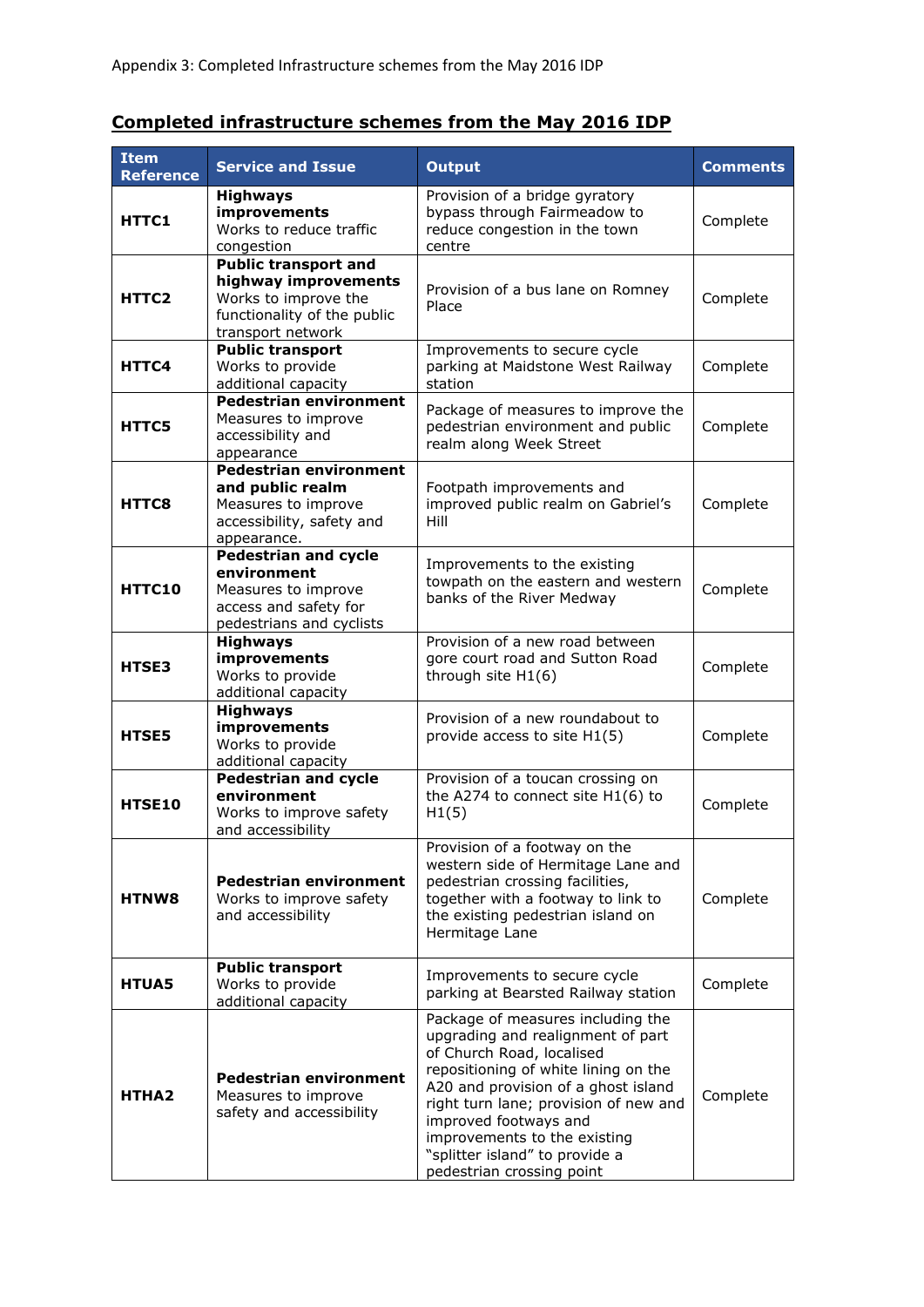Appendix 3: Completed Infrastructure schemes from the May 2016 IDP

## Completed infrastructure schemes from the May 2016 IDP

| Item Reference | Service and Issue | Output | Comments |
|---|---|---|---|
| HTTC1 | **Highways improvements** Works to reduce traffic congestion | Provision of a bridge gyratory bypass through Fairmeadow to reduce congestion in the town centre | Complete |
| HTTC2 | **Public transport and highway improvements** Works to improve the functionality of the public transport network | Provision of a bus lane on Romney Place | Complete |
| HTTC4 | **Public transport** Works to provide additional capacity | Improvements to secure cycle parking at Maidstone West Railway station | Complete |
| HTTC5 | **Pedestrian environment** Measures to improve accessibility and appearance | Package of measures to improve the pedestrian environment and public realm along Week Street | Complete |
| HTTC8 | **Pedestrian environment and public realm** Measures to improve accessibility, safety and appearance. | Footpath improvements and improved public realm on Gabriel's Hill | Complete |
| HTTC10 | **Pedestrian and cycle environment** Measures to improve access and safety for pedestrians and cyclists | Improvements to the existing towpath on the eastern and western banks of the River Medway | Complete |
| HTSE3 | **Highways improvements** Works to provide additional capacity | Provision of a new road between gore court road and Sutton Road through site H1(6) | Complete |
| HTSE5 | **Highways improvements** Works to provide additional capacity | Provision of a new roundabout to provide access to site H1(5) | Complete |
| HTSE10 | **Pedestrian and cycle environment** Works to improve safety and accessibility | Provision of a toucan crossing on the A274 to connect site H1(6) to H1(5) | Complete |
| HTNW8 | **Pedestrian environment** Works to improve safety and accessibility | Provision of a footway on the western side of Hermitage Lane and pedestrian crossing facilities, together with a footway to link to the existing pedestrian island on Hermitage Lane | Complete |
| HTUA5 | **Public transport** Works to provide additional capacity | Improvements to secure cycle parking at Bearsted Railway station | Complete |
| HTHA2 | **Pedestrian environment** Measures to improve safety and accessibility | Package of measures including the upgrading and realignment of part of Church Road, localised repositioning of white lining on the A20 and provision of a ghost island right turn lane; provision of new and improved footways and improvements to the existing "splitter island" to provide a pedestrian crossing point | Complete |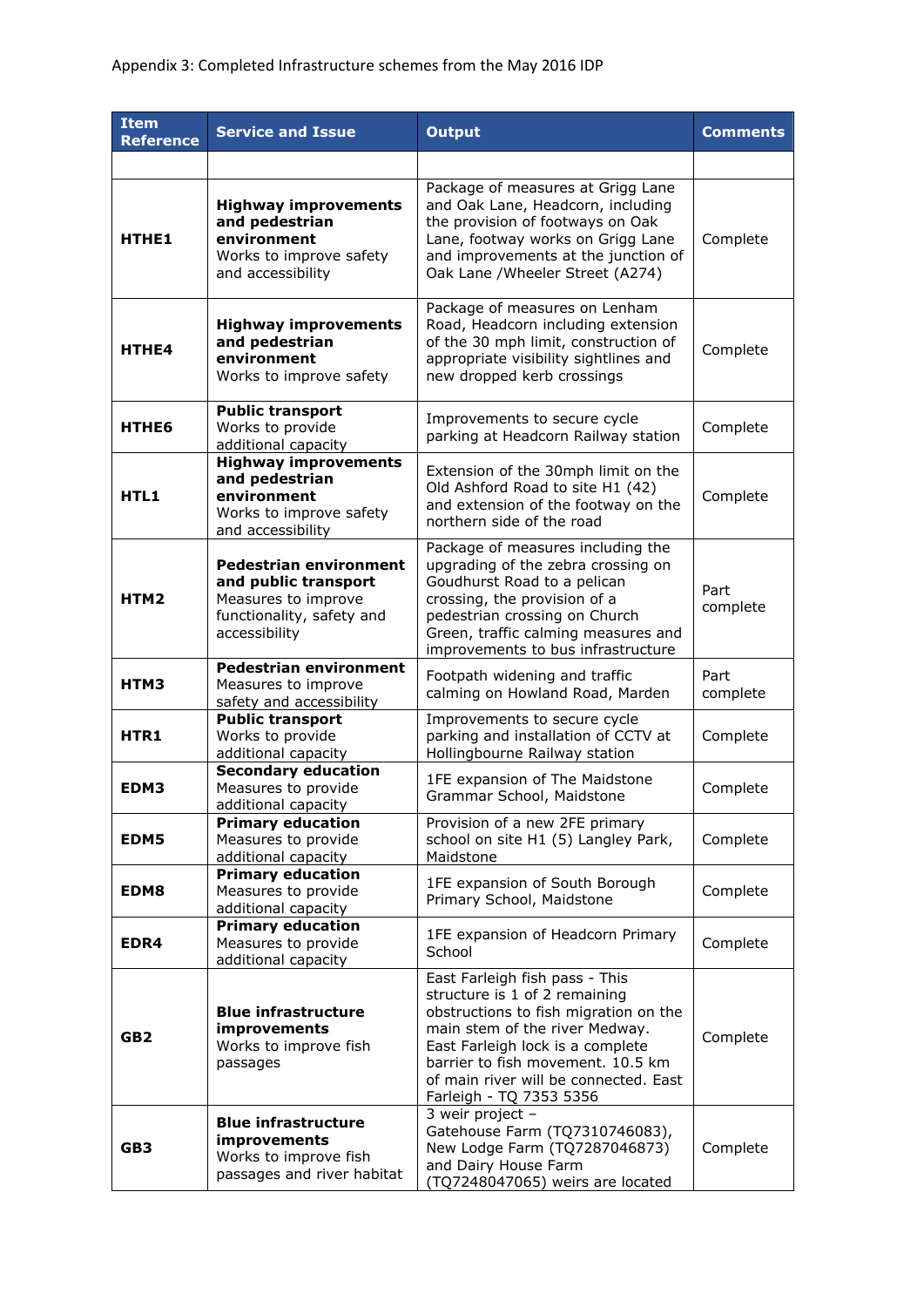Appendix 3: Completed Infrastructure schemes from the May 2016 IDP

| Item Reference | Service and Issue | Output | Comments |
|---|---|---|---|
| | | | |
| HTHE1 | **Highway improvements and pedestrian environment** Works to improve safety and accessibility | Package of measures at Grigg Lane and Oak Lane, Headcorn, including the provision of footways on Oak Lane, footway works on Grigg Lane and improvements at the junction of Oak Lane /Wheeler Street (A274) | Complete |
| HTHE4 | **Highway improvements and pedestrian environment** Works to improve safety | Package of measures on Lenham Road, Headcorn including extension of the 30 mph limit, construction of appropriate visibility sightlines and new dropped kerb crossings | Complete |
| HTHE6 | **Public transport** Works to provide additional capacity | Improvements to secure cycle parking at Headcorn Railway station | Complete |
| HTL1 | **Highway improvements and pedestrian environment** Works to improve safety and accessibility | Extension of the 30mph limit on the Old Ashford Road to site H1 (42) and extension of the footway on the northern side of the road | Complete |
| HTM2 | **Pedestrian environment and public transport** Measures to improve functionality, safety and accessibility | Package of measures including the upgrading of the zebra crossing on Goudhurst Road to a pelican crossing, the provision of a pedestrian crossing on Church Green, traffic calming measures and improvements to bus infrastructure | Part complete |
| HTM3 | **Pedestrian environment** Measures to improve safety and accessibility | Footpath widening and traffic calming on Howland Road, Marden | Part complete |
| HTR1 | **Public transport** Works to provide additional capacity | Improvements to secure cycle parking and installation of CCTV at Hollingbourne Railway station | Complete |
| EDM3 | **Secondary education** Measures to provide additional capacity | 1FE expansion of The Maidstone Grammar School, Maidstone | Complete |
| EDM5 | **Primary education** Measures to provide additional capacity | Provision of a new 2FE primary school on site H1 (5) Langley Park, Maidstone | Complete |
| EDM8 | **Primary education** Measures to provide additional capacity | 1FE expansion of South Borough Primary School, Maidstone | Complete |
| EDR4 | **Primary education** Measures to provide additional capacity | 1FE expansion of Headcorn Primary School | Complete |
| GB2 | **Blue infrastructure improvements** Works to improve fish passages | East Farleigh fish pass - This structure is 1 of 2 remaining obstructions to fish migration on the main stem of the river Medway. East Farleigh lock is a complete barrier to fish movement. 10.5 km of main river will be connected. East Farleigh - TQ 7353 5356 | Complete |
| GB3 | **Blue infrastructure improvements** Works to improve fish passages and river habitat | 3 weir project – Gatehouse Farm (TQ7310746083), New Lodge Farm (TQ7287046873) and Dairy House Farm (TQ7248047065) weirs are located | Complete |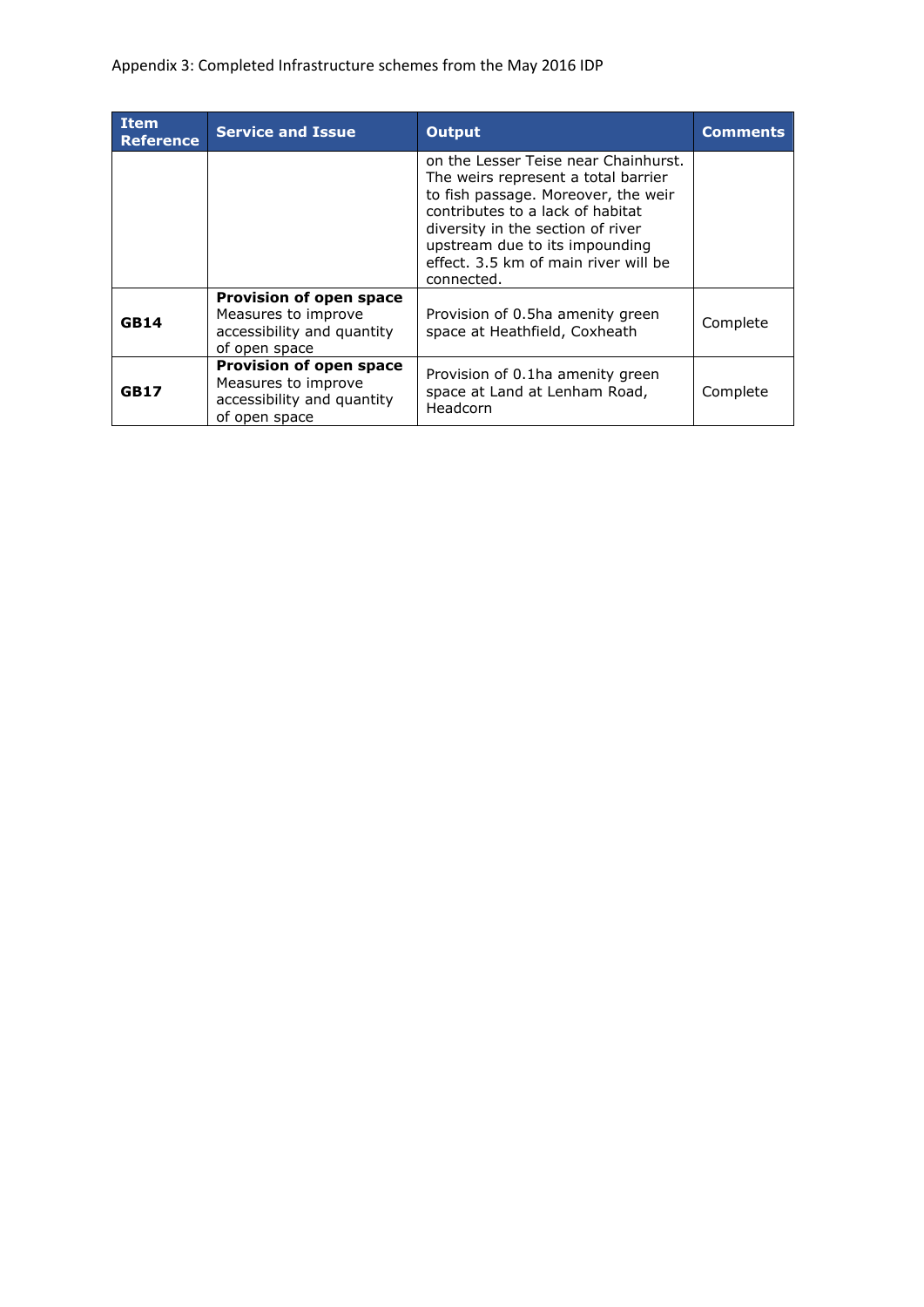Appendix 3: Completed Infrastructure schemes from the May 2016 IDP

| Item Reference | Service and Issue | Output | Comments |
|---|---|---|---|
| | | on the Lesser Teise near Chainhurst. The weirs represent a total barrier to fish passage. Moreover, the weir contributes to a lack of habitat diversity in the section of river upstream due to its impounding effect. 3.5 km of main river will be connected. | |
| **GB14** | **Provision of open space** Measures to improve accessibility and quantity of open space | Provision of 0.5ha amenity green space at Heathfield, Coxheath | Complete |
| **GB17** | **Provision of open space** Measures to improve accessibility and quantity of open space | Provision of 0.1ha amenity green space at Land at Lenham Road, Headcorn | Complete |